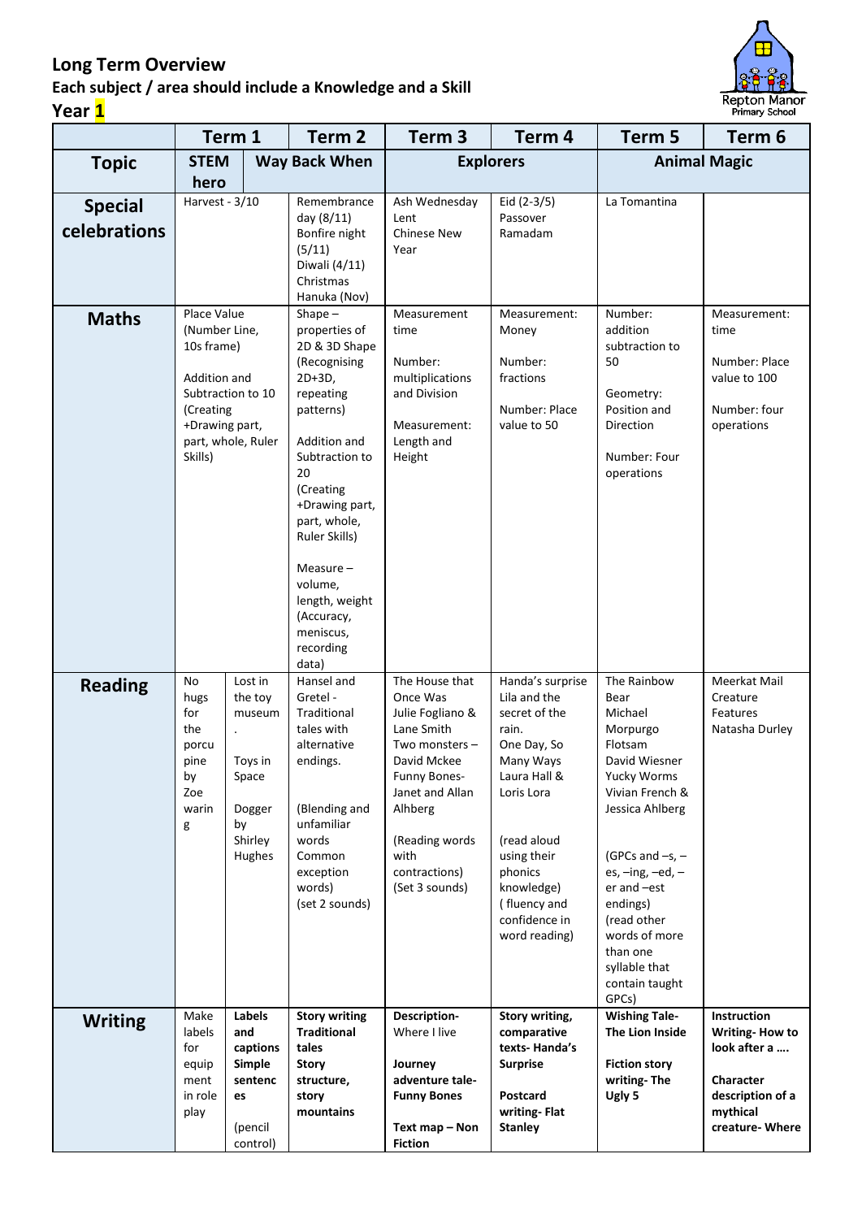## Long Term Overview

### Each subject / area should include a Knowledge and a Skill

### Year 1

Repton Manor Primary School

| | Term 1 | | Term 2 | Term 3 | Term 4 | Term 5 | Term 6 |
|---|---|---|---|---|---|---|---|
| **Topic** | **STEM hero** | **Way Back When** | | **Explorers** | | **Animal Magic** | |
| **Special celebrations** | Harvest - 3/10 | | Remembrance day (8/11)<br>Bonfire night (5/11)<br>Diwali (4/11)<br>Christmas<br>Hanuka (Nov) | Ash Wednesday<br>Lent<br>Chinese New Year | Eid (2-3/5)<br>Passover<br>Ramadam | La Tomantina | |
| **Maths** | Place Value (Number Line, 10s frame)<br><br>Addition and Subtraction to 10 (Creating +Drawing part, part, whole, Ruler Skills) | | Shape – properties of 2D & 3D Shape (Recognising 2D+3D, repeating patterns)<br><br>Addition and Subtraction to 20 (Creating +Drawing part, part, whole, Ruler Skills)<br><br>Measure – volume, length, weight (Accuracy, meniscus, recording data) | Measurement time<br><br>Number: multiplications and Division<br><br>Measurement: Length and Height | Measurement: Money<br><br>Number: fractions<br><br>Number: Place value to 50 | Number: addition subtraction to 50<br><br>Geometry: Position and Direction<br><br>Number: Four operations | Measurement: time<br><br>Number: Place value to 100<br><br>Number: four operations |
| **Reading** | No hugs for the porcupine by Zoe warin g | Lost in the toy museum.<br><br>Toys in Space<br><br>Dogger by Shirley Hughes | Hansel and Gretel - Traditional tales with alternative endings.<br><br>(Blending and unfamiliar words Common exception words)<br>(set 2 sounds) | The House that Once Was Julie Fogliano & Lane Smith<br>Two monsters – David Mckee<br>Funny Bones- Janet and Allan Alhberg<br><br>(Reading words with contractions)<br>(Set 3 sounds) | Handa's surprise<br>Lila and the secret of the rain.<br>One Day, So Many Ways Laura Hall & Loris Lora<br><br>(read aloud using their phonics knowledge)<br>( fluency and confidence in word reading) | The Rainbow Bear Michael Morpurgo<br>Flotsam David Wiesner<br>Yucky Worms Vivian French & Jessica Ahlberg<br><br>(GPCs and –s, –es, –ing, –ed, –er and –est endings)<br>(read other words of more than one syllable that contain taught GPCs) | Meerkat Mail<br>Creature Features Natasha Durley |
| **Writing** | Make labels for equip ment in role play | **Labels and captions Simple sentenc es**<br><br>(pencil control) | **Story writing Traditional tales Story structure, story mountains** | **Description-** Where I live<br><br>**Journey adventure tale- Funny Bones**<br><br>**Text map – Non Fiction** | **Story writing, comparative texts- Handa's Surprise**<br><br>**Postcard writing- Flat Stanley** | **Wishing Tale- The Lion Inside**<br><br>**Fiction story writing- The Ugly 5** | **Instruction Writing- How to look after a ….**<br><br>**Character description of a mythical creature- Where** |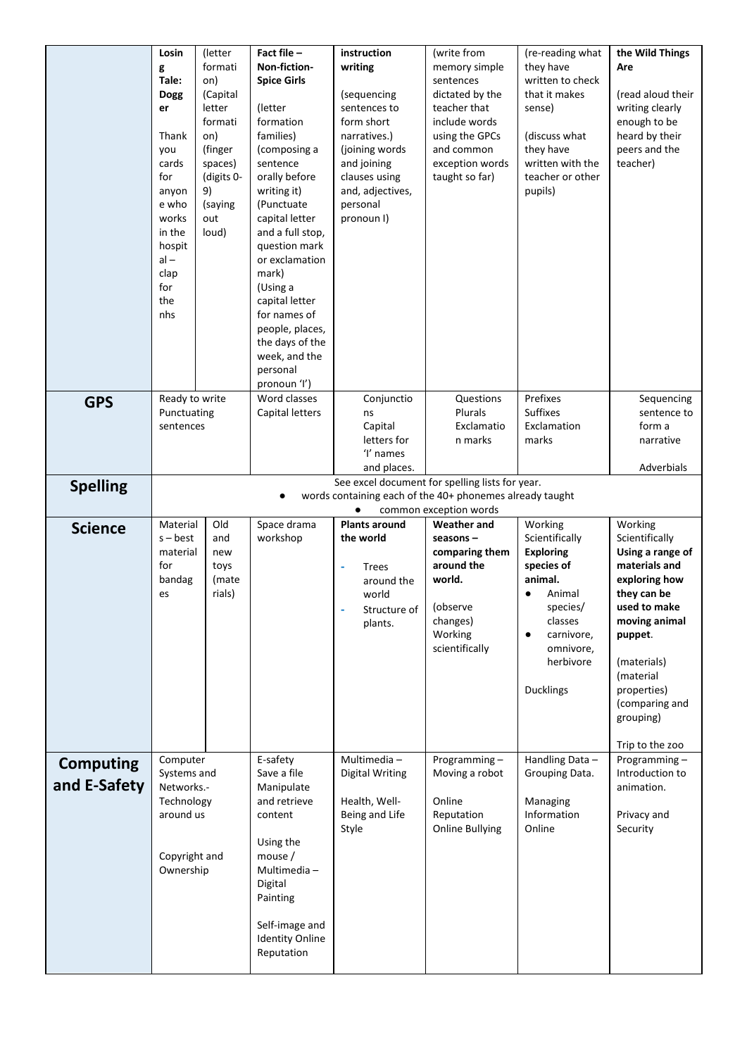| | | | | | | | |
|---|---|---|---|---|---|---|---|
| | **Losing Tale: Dogger** Thank you cards for anyone who works in the hospital – clap for the nhs | (letter formation) (Capital letter formation) (finger spaces) (digits 0-9) (saying out loud) | **Fact file – Non-fiction- Spice Girls** (letter formation families) (composing a sentence orally before writing it) (Punctuate capital letter and a full stop, question mark or exclamation mark) (Using a capital letter for names of people, places, the days of the week, and the personal pronoun 'I') | **instruction writing** (sequencing sentences to form short narratives.) (joining words and joining clauses using and, adjectives, personal pronoun I) | (write from memory simple sentences dictated by the teacher that include words using the GPCs and common exception words taught so far) | (re-reading what they have written to check that it makes sense) (discuss what they have written with the teacher or other pupils) | **the Wild Things Are** (read aloud their writing clearly enough to be heard by their peers and the teacher) |
| **GPS** | Ready to write Punctuating sentences | | Word classes Capital letters | Conjunctions Capital letters for 'I' names and places. | Questions Plurals Exclamation marks | Prefixes Suffixes Exclamation marks | Sequencing sentence to form a narrative Adverbials |
| **Spelling** | See excel document for spelling lists for year. • words containing each of the 40+ phonemes already taught • common exception words | | | | | | |
| **Science** | Materials – best material for bandages | Old and new toys (materials) | Space drama workshop | **Plants around the world** - Trees around the world - Structure of plants. | **Weather and seasons – comparing them around the world.** (observe changes) Working scientifically | Working Scientifically **Exploring species of animal.** • Animal species/ classes • carnivore, omnivore, herbivore Ducklings | Working Scientifically **Using a range of materials and exploring how they can be used to make moving animal puppet.** (materials) (material properties) (comparing and grouping) Trip to the zoo |
| **Computing and E-Safety** | Computer Systems and Networks.- Technology around us Copyright and Ownership | | E-safety Save a file Manipulate and retrieve content Using the mouse / Multimedia – Digital Painting Self-image and Identity Online Reputation | Multimedia – Digital Writing Health, Well-Being and Life Style | Programming – Moving a robot Online Reputation Online Bullying | Handling Data – Grouping Data. Managing Information Online | Programming – Introduction to animation. Privacy and Security |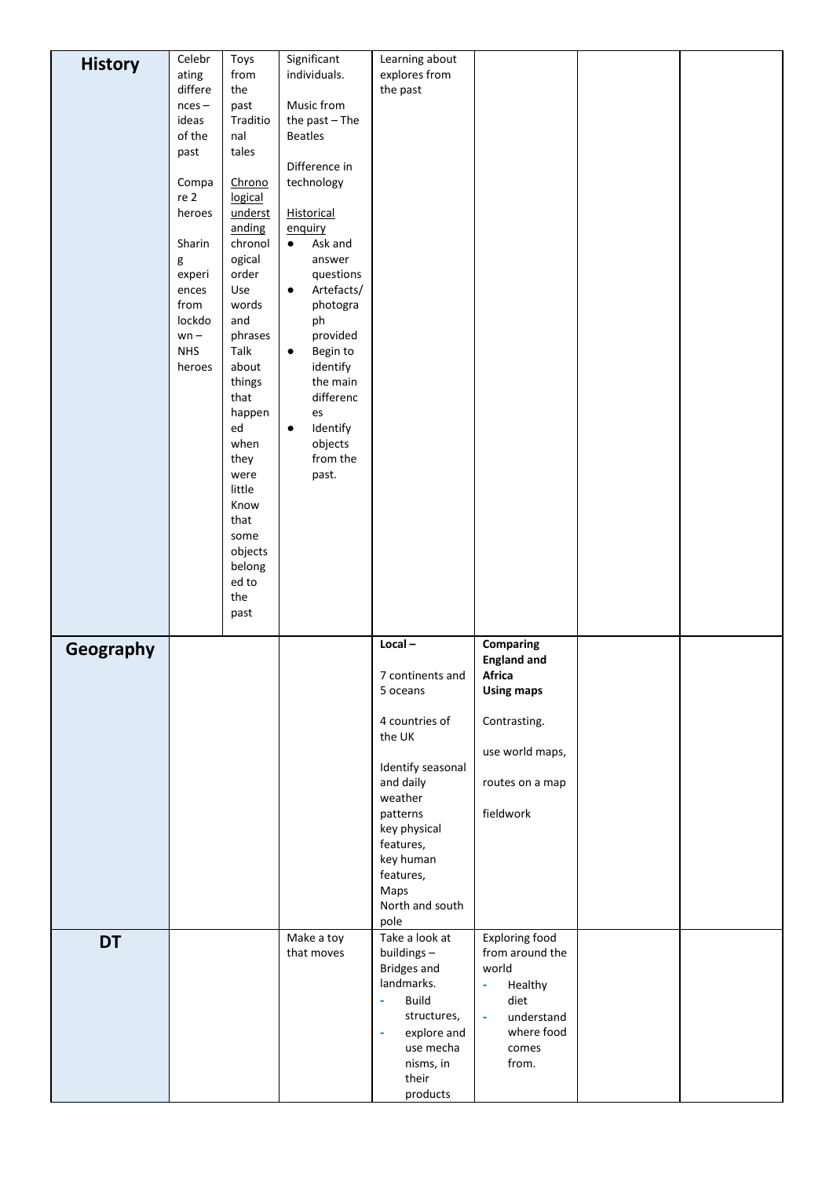| | | | | | | | |
|---|---|---|---|---|---|---|---|
| **History** | Celebrating differences – ideas of the past<br><br>Compare 2 heroes<br><br>Sharing experiences from lockdown – NHS heroes | Toys from the past Traditional tales<br><br><u>Chronological understanding</u> chronological order Use words and phrases Talk about things that happened when they were little Know that some objects belonged to the past | Significant individuals.<br><br>Music from the past – The Beatles<br><br>Difference in technology<br><br><u>Historical enquiry</u><br>• Ask and answer questions<br>• Artefacts/ photograph provided<br>• Begin to identify the main differences<br>• Identify objects from the past. | Learning about explores from the past | | | |
| **Geography** | | | | **Local –**<br><br>7 continents and 5 oceans<br><br>4 countries of the UK<br><br>Identify seasonal and daily weather patterns key physical features, key human features, Maps North and south pole | **Comparing England and Africa Using maps**<br><br>Contrasting.<br><br>use world maps,<br><br>routes on a map<br><br>fieldwork | | |
| **DT** | | | Make a toy that moves | Take a look at buildings – Bridges and landmarks.<br>- Build structures,<br>- explore and use mechanisms, in their products | Exploring food from around the world<br>- Healthy diet<br>- understand where food comes from. | | |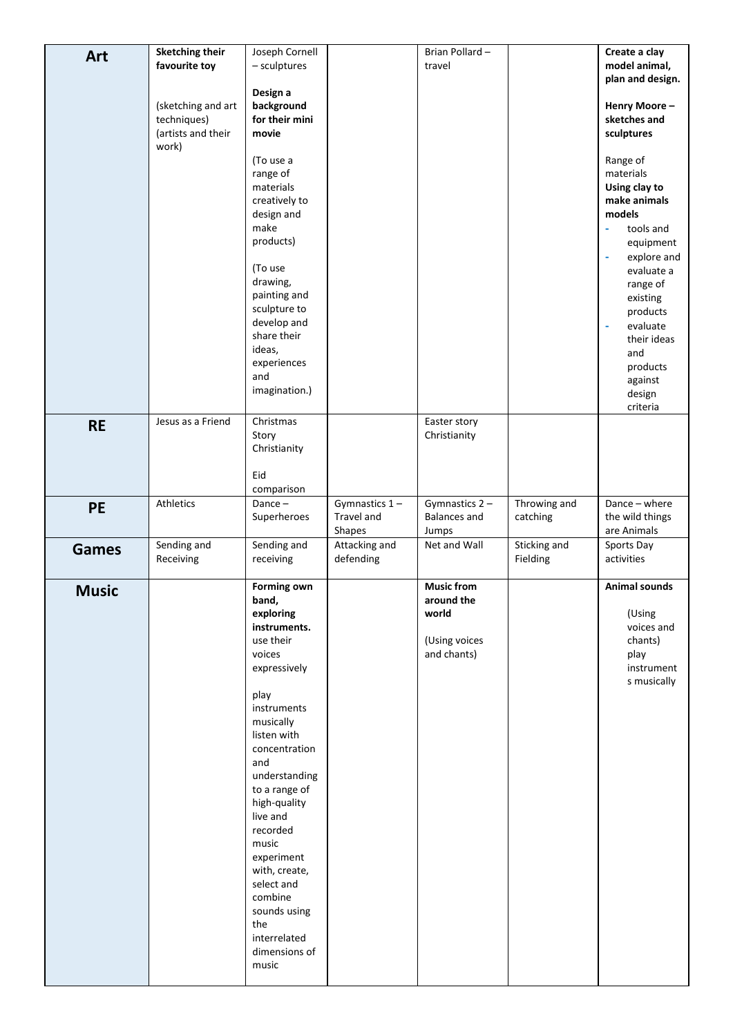| | | | | | | |
|---|---|---|---|---|---|---|
| **Art** | **Sketching their favourite toy**<br><br>(sketching and art techniques)<br>(artists and their work) | Joseph Cornell – sculptures<br><br>**Design a background for their mini movie**<br><br>(To use a range of materials creatively to design and make products)<br><br>(To use drawing, painting and sculpture to develop and share their ideas, experiences and imagination.) | | Brian Pollard – travel | | **Create a clay model animal, plan and design.**<br><br>**Henry Moore – sketches and sculptures**<br><br>Range of materials<br>**Using clay to make animals models**<br>- tools and equipment<br>- explore and evaluate a range of existing products<br>- evaluate their ideas and products against design criteria |
| **RE** | Jesus as a Friend | Christmas Story Christianity<br><br>Eid comparison | | Easter story Christianity | | |
| **PE** | Athletics | Dance – Superheroes | Gymnastics 1 – Travel and Shapes | Gymnastics 2 – Balances and Jumps | Throwing and catching | Dance – where the wild things are Animals |
| **Games** | Sending and Receiving | Sending and receiving | Attacking and defending | Net and Wall | Sticking and Fielding | Sports Day activities |
| **Music** | | **Forming own band, exploring instruments.**<br>use their voices expressively<br><br>play instruments musically<br>listen with concentration and understanding to a range of high-quality live and recorded music<br>experiment with, create, select and combine sounds using the interrelated dimensions of music | | **Music from around the world**<br><br>(Using voices and chants) | | **Animal sounds**<br><br>(Using voices and chants)<br>play instruments musically |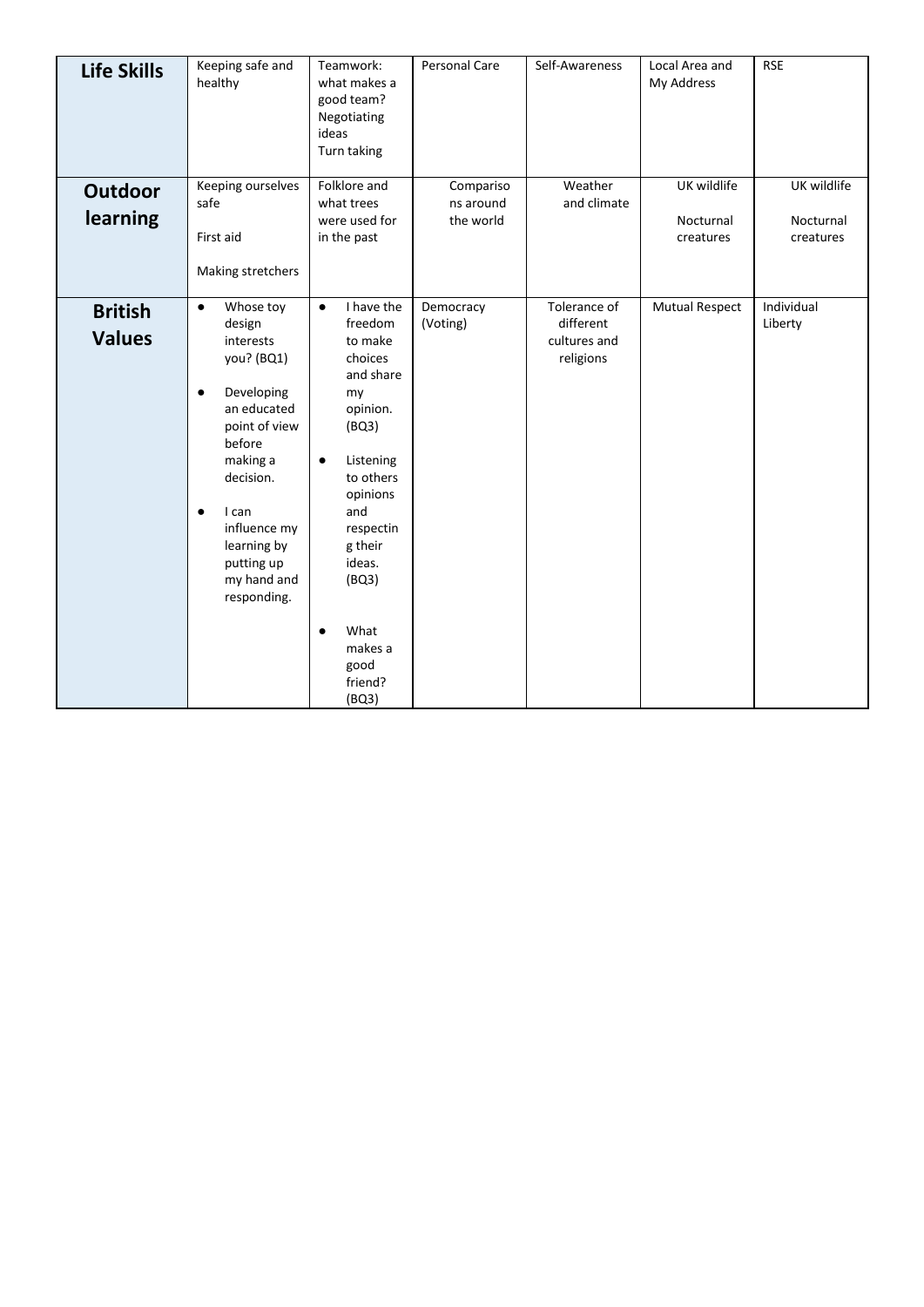| | | | | | | |
|---|---|---|---|---|---|---|
| **Life Skills** | Keeping safe and healthy | Teamwork: what makes a good team? Negotiating ideas Turn taking | Personal Care | Self-Awareness | Local Area and My Address | RSE |
| **Outdoor learning** | Keeping ourselves safe<br><br>First aid<br><br>Making stretchers | Folklore and what trees were used for in the past | Comparisons around the world | Weather and climate | UK wildlife<br><br>Nocturnal creatures | UK wildlife<br><br>Nocturnal creatures |
| **British Values** | • Whose toy design interests you? (BQ1)<br><br>• Developing an educated point of view before making a decision.<br><br>• I can influence my learning by putting up my hand and responding. | • I have the freedom to make choices and share my opinion. (BQ3)<br><br>• Listening to others opinions and respecting their ideas. (BQ3)<br><br>• What makes a good friend? (BQ3) | Democracy (Voting) | Tolerance of different cultures and religions | Mutual Respect | Individual Liberty |